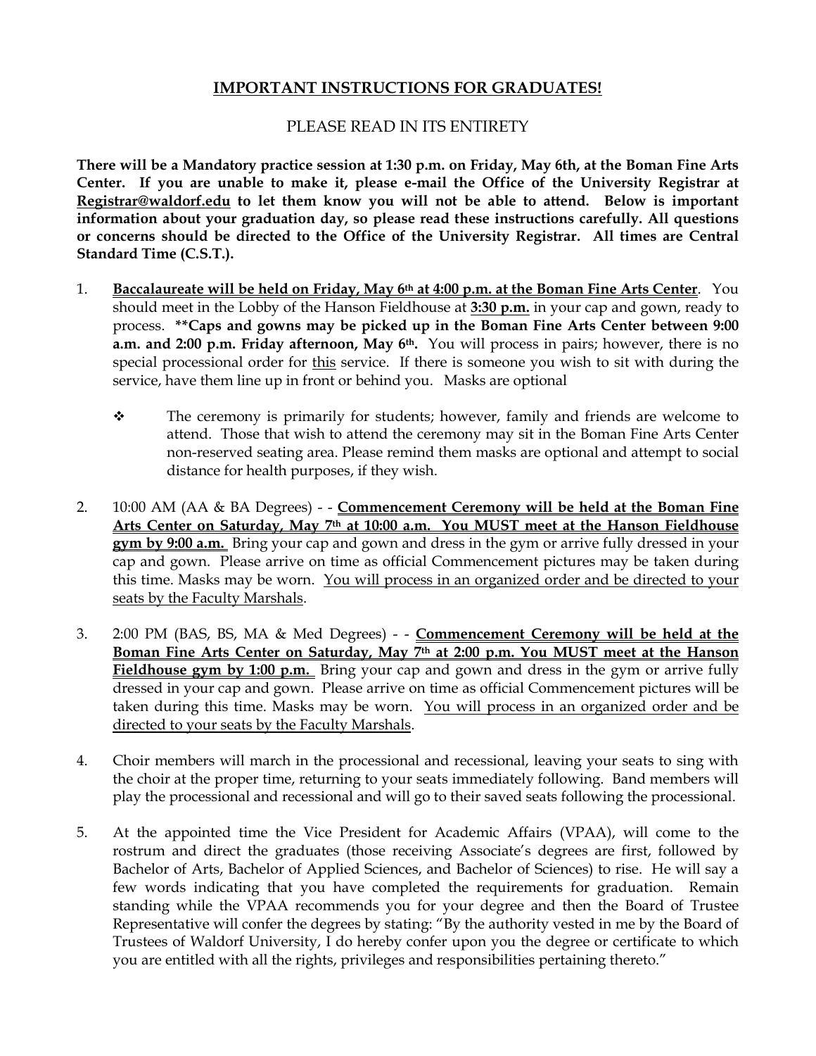# IMPORTANT INSTRUCTIONS FOR GRADUATES!

PLEASE READ IN ITS ENTIRETY

**There will be a Mandatory practice session at 1:30 p.m. on Friday, May 6th, at the Boman Fine Arts Center. If you are unable to make it, please e-mail the Office of the University Registrar at Registrar@waldorf.edu to let them know you will not be able to attend. Below is important information about your graduation day, so please read these instructions carefully. All questions or concerns should be directed to the Office of the University Registrar. All times are Central Standard Time (C.S.T.).**

1. **Baccalaureate will be held on Friday, May 6th at 4:00 p.m. at the Boman Fine Arts Center**. You should meet in the Lobby of the Hanson Fieldhouse at **3:30 p.m.** in your cap and gown, ready to process. **\*\*Caps and gowns may be picked up in the Boman Fine Arts Center between 9:00 a.m. and 2:00 p.m. Friday afternoon, May 6th.** You will process in pairs; however, there is no special processional order for this service. If there is someone you wish to sit with during the service, have them line up in front or behind you. Masks are optional

   - The ceremony is primarily for students; however, family and friends are welcome to attend. Those that wish to attend the ceremony may sit in the Boman Fine Arts Center non-reserved seating area. Please remind them masks are optional and attempt to social distance for health purposes, if they wish.

2. 10:00 AM (AA & BA Degrees) - - **Commencement Ceremony will be held at the Boman Fine Arts Center on Saturday, May 7th at 10:00 a.m. You MUST meet at the Hanson Fieldhouse gym by 9:00 a.m.** Bring your cap and gown and dress in the gym or arrive fully dressed in your cap and gown. Please arrive on time as official Commencement pictures may be taken during this time. Masks may be worn. You will process in an organized order and be directed to your seats by the Faculty Marshals.

3. 2:00 PM (BAS, BS, MA & Med Degrees) - - **Commencement Ceremony will be held at the Boman Fine Arts Center on Saturday, May 7th at 2:00 p.m. You MUST meet at the Hanson Fieldhouse gym by 1:00 p.m.** Bring your cap and gown and dress in the gym or arrive fully dressed in your cap and gown. Please arrive on time as official Commencement pictures will be taken during this time. Masks may be worn. You will process in an organized order and be directed to your seats by the Faculty Marshals.

4. Choir members will march in the processional and recessional, leaving your seats to sing with the choir at the proper time, returning to your seats immediately following. Band members will play the processional and recessional and will go to their saved seats following the processional.

5. At the appointed time the Vice President for Academic Affairs (VPAA), will come to the rostrum and direct the graduates (those receiving Associate's degrees are first, followed by Bachelor of Arts, Bachelor of Applied Sciences, and Bachelor of Sciences) to rise. He will say a few words indicating that you have completed the requirements for graduation. Remain standing while the VPAA recommends you for your degree and then the Board of Trustee Representative will confer the degrees by stating: "By the authority vested in me by the Board of Trustees of Waldorf University, I do hereby confer upon you the degree or certificate to which you are entitled with all the rights, privileges and responsibilities pertaining thereto."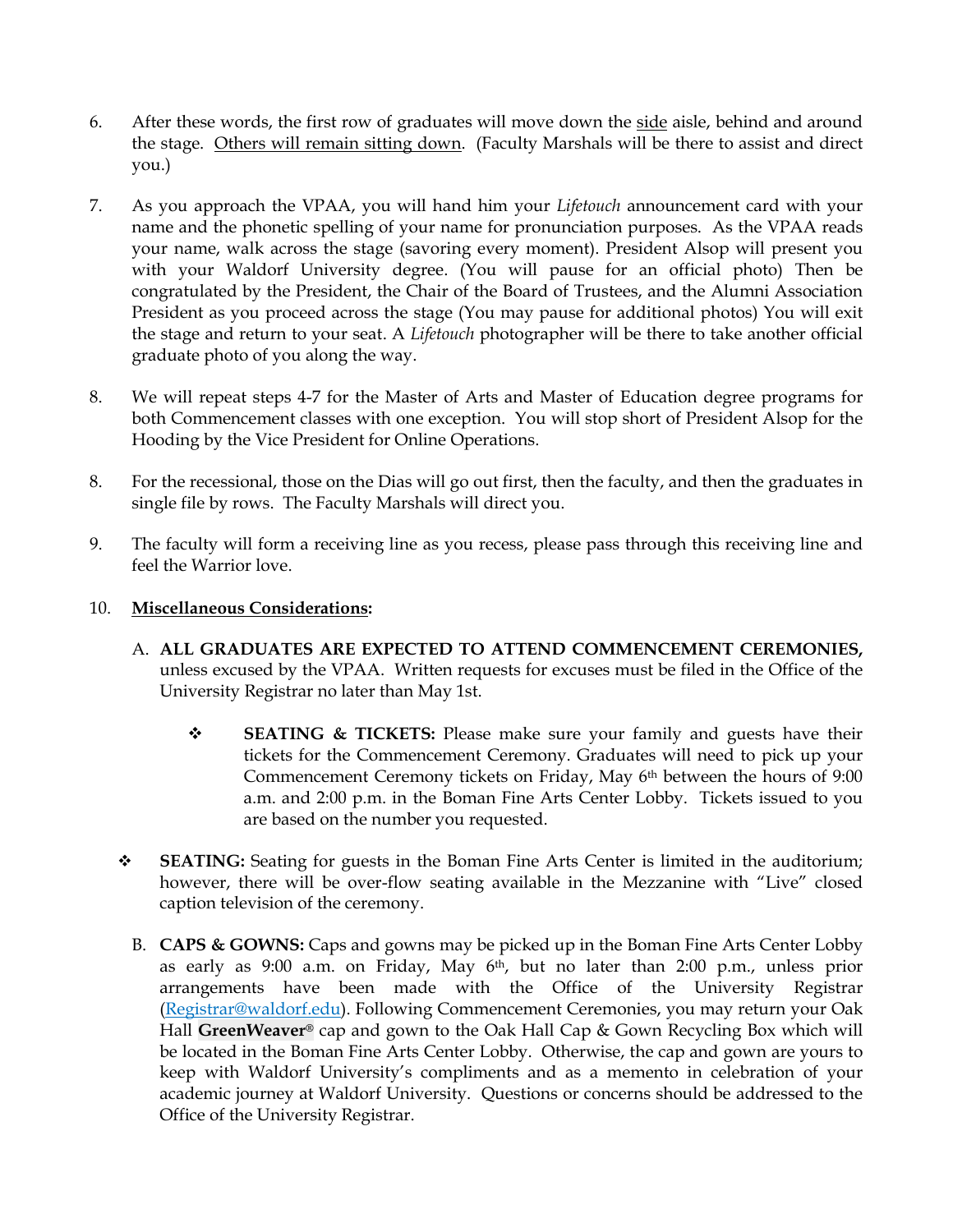6. After these words, the first row of graduates will move down the <u>side</u> aisle, behind and around the stage. <u>Others will remain sitting down</u>. (Faculty Marshals will be there to assist and direct you.)

7. As you approach the VPAA, you will hand him your *Lifetouch* announcement card with your name and the phonetic spelling of your name for pronunciation purposes. As the VPAA reads your name, walk across the stage (savoring every moment). President Alsop will present you with your Waldorf University degree. (You will pause for an official photo) Then be congratulated by the President, the Chair of the Board of Trustees, and the Alumni Association President as you proceed across the stage (You may pause for additional photos) You will exit the stage and return to your seat. A *Lifetouch* photographer will be there to take another official graduate photo of you along the way.

8. We will repeat steps 4-7 for the Master of Arts and Master of Education degree programs for both Commencement classes with one exception. You will stop short of President Alsop for the Hooding by the Vice President for Online Operations.

8. For the recessional, those on the Dias will go out first, then the faculty, and then the graduates in single file by rows. The Faculty Marshals will direct you.

9. The faculty will form a receiving line as you recess, please pass through this receiving line and feel the Warrior love.

10. **<u>Miscellaneous Considerations</u>:**

    A. **ALL GRADUATES ARE EXPECTED TO ATTEND COMMENCEMENT CEREMONIES,** unless excused by the VPAA. Written requests for excuses must be filed in the Office of the University Registrar no later than May 1st.

    - ❖ **SEATING & TICKETS:** Please make sure your family and guests have their tickets for the Commencement Ceremony. Graduates will need to pick up your Commencement Ceremony tickets on Friday, May 6th between the hours of 9:00 a.m. and 2:00 p.m. in the Boman Fine Arts Center Lobby. Tickets issued to you are based on the number you requested.

- ❖ **SEATING:** Seating for guests in the Boman Fine Arts Center is limited in the auditorium; however, there will be over-flow seating available in the Mezzanine with "Live" closed caption television of the ceremony.

    B. **CAPS & GOWNS:** Caps and gowns may be picked up in the Boman Fine Arts Center Lobby as early as 9:00 a.m. on Friday, May 6th, but no later than 2:00 p.m., unless prior arrangements have been made with the Office of the University Registrar (Registrar@waldorf.edu). Following Commencement Ceremonies, you may return your Oak Hall **GreenWeaver®** cap and gown to the Oak Hall Cap & Gown Recycling Box which will be located in the Boman Fine Arts Center Lobby. Otherwise, the cap and gown are yours to keep with Waldorf University's compliments and as a memento in celebration of your academic journey at Waldorf University. Questions or concerns should be addressed to the Office of the University Registrar.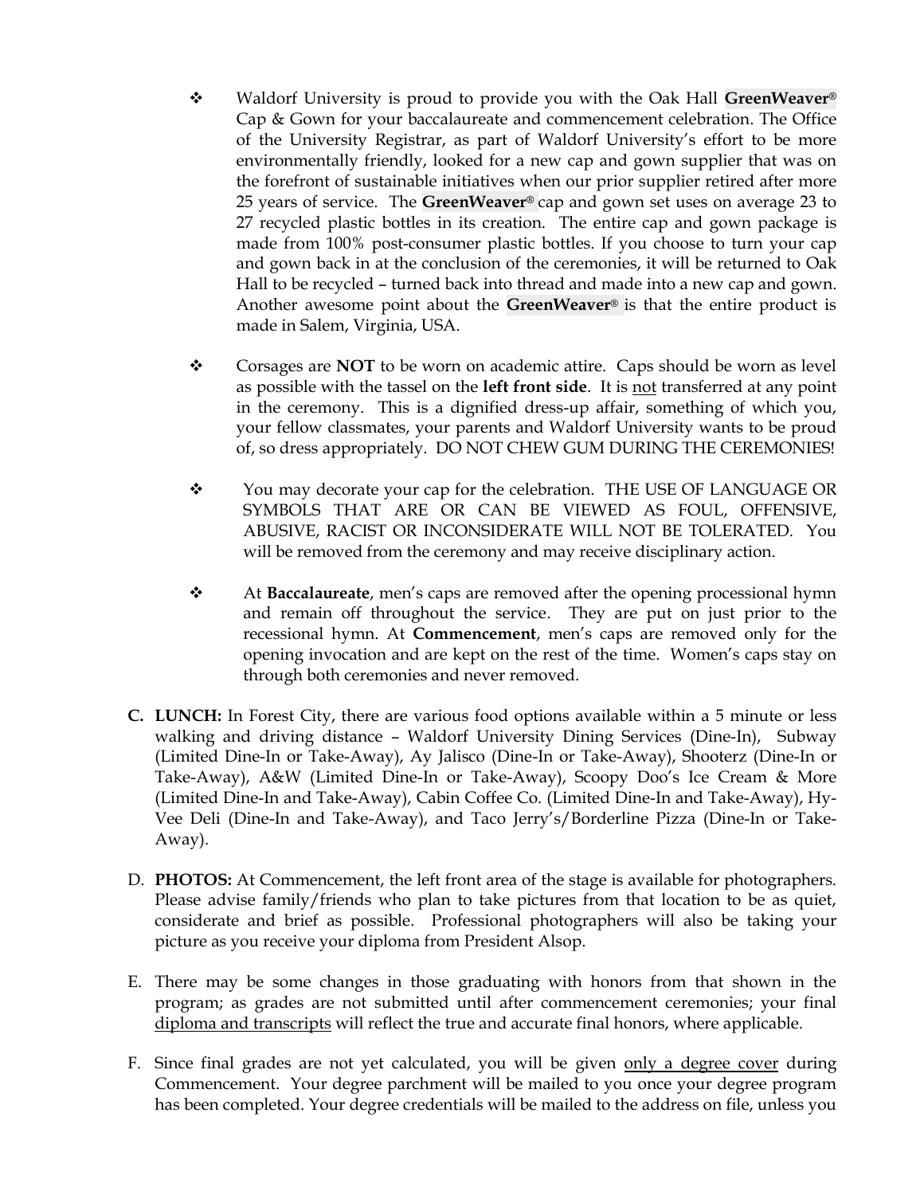- Waldorf University is proud to provide you with the Oak Hall **GreenWeaver®** Cap & Gown for your baccalaureate and commencement celebration. The Office of the University Registrar, as part of Waldorf University's effort to be more environmentally friendly, looked for a new cap and gown supplier that was on the forefront of sustainable initiatives when our prior supplier retired after more 25 years of service. The **GreenWeaver®** cap and gown set uses on average 23 to 27 recycled plastic bottles in its creation. The entire cap and gown package is made from 100% post-consumer plastic bottles. If you choose to turn your cap and gown back in at the conclusion of the ceremonies, it will be returned to Oak Hall to be recycled – turned back into thread and made into a new cap and gown. Another awesome point about the **GreenWeaver®** is that the entire product is made in Salem, Virginia, USA.

- Corsages are **NOT** to be worn on academic attire. Caps should be worn as level as possible with the tassel on the **left front side**. It is <u>not</u> transferred at any point in the ceremony. This is a dignified dress-up affair, something of which you, your fellow classmates, your parents and Waldorf University wants to be proud of, so dress appropriately. DO NOT CHEW GUM DURING THE CEREMONIES!

- You may decorate your cap for the celebration. THE USE OF LANGUAGE OR SYMBOLS THAT ARE OR CAN BE VIEWED AS FOUL, OFFENSIVE, ABUSIVE, RACIST OR INCONSIDERATE WILL NOT BE TOLERATED. You will be removed from the ceremony and may receive disciplinary action.

- At **Baccalaureate**, men's caps are removed after the opening processional hymn and remain off throughout the service. They are put on just prior to the recessional hymn. At **Commencement**, men's caps are removed only for the opening invocation and are kept on the rest of the time. Women's caps stay on through both ceremonies and never removed.

C. **LUNCH:** In Forest City, there are various food options available within a 5 minute or less walking and driving distance – Waldorf University Dining Services (Dine-In), Subway (Limited Dine-In or Take-Away), Ay Jalisco (Dine-In or Take-Away), Shooterz (Dine-In or Take-Away), A&W (Limited Dine-In or Take-Away), Scoopy Doo's Ice Cream & More (Limited Dine-In and Take-Away), Cabin Coffee Co. (Limited Dine-In and Take-Away), Hy-Vee Deli (Dine-In and Take-Away), and Taco Jerry's/Borderline Pizza (Dine-In or Take-Away).

D. **PHOTOS:** At Commencement, the left front area of the stage is available for photographers. Please advise family/friends who plan to take pictures from that location to be as quiet, considerate and brief as possible. Professional photographers will also be taking your picture as you receive your diploma from President Alsop.

E. There may be some changes in those graduating with honors from that shown in the program; as grades are not submitted until after commencement ceremonies; your final <u>diploma and transcripts</u> will reflect the true and accurate final honors, where applicable.

F. Since final grades are not yet calculated, you will be given <u>only a degree cover</u> during Commencement. Your degree parchment will be mailed to you once your degree program has been completed. Your degree credentials will be mailed to the address on file, unless you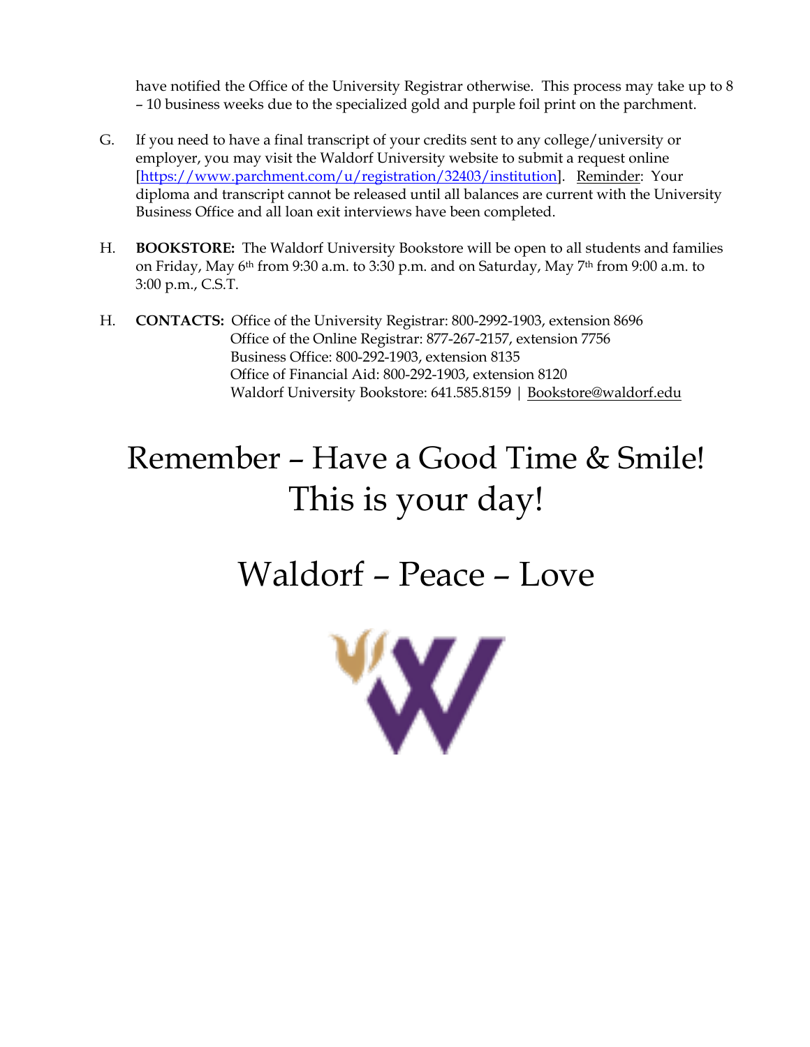have notified the Office of the University Registrar otherwise. This process may take up to 8 – 10 business weeks due to the specialized gold and purple foil print on the parchment.

G. If you need to have a final transcript of your credits sent to any college/university or employer, you may visit the Waldorf University website to submit a request online [https://www.parchment.com/u/registration/32403/institution]. Reminder: Your diploma and transcript cannot be released until all balances are current with the University Business Office and all loan exit interviews have been completed.

H. **BOOKSTORE:** The Waldorf University Bookstore will be open to all students and families on Friday, May 6th from 9:30 a.m. to 3:30 p.m. and on Saturday, May 7th from 9:00 a.m. to 3:00 p.m., C.S.T.

H. **CONTACTS:** Office of the University Registrar: 800-2992-1903, extension 8696
Office of the Online Registrar: 877-267-2157, extension 7756
Business Office: 800-292-1903, extension 8135
Office of Financial Aid: 800-292-1903, extension 8120
Waldorf University Bookstore: 641.585.8159 | Bookstore@waldorf.edu

# Remember – Have a Good Time & Smile! This is your day!

# Waldorf – Peace – Love